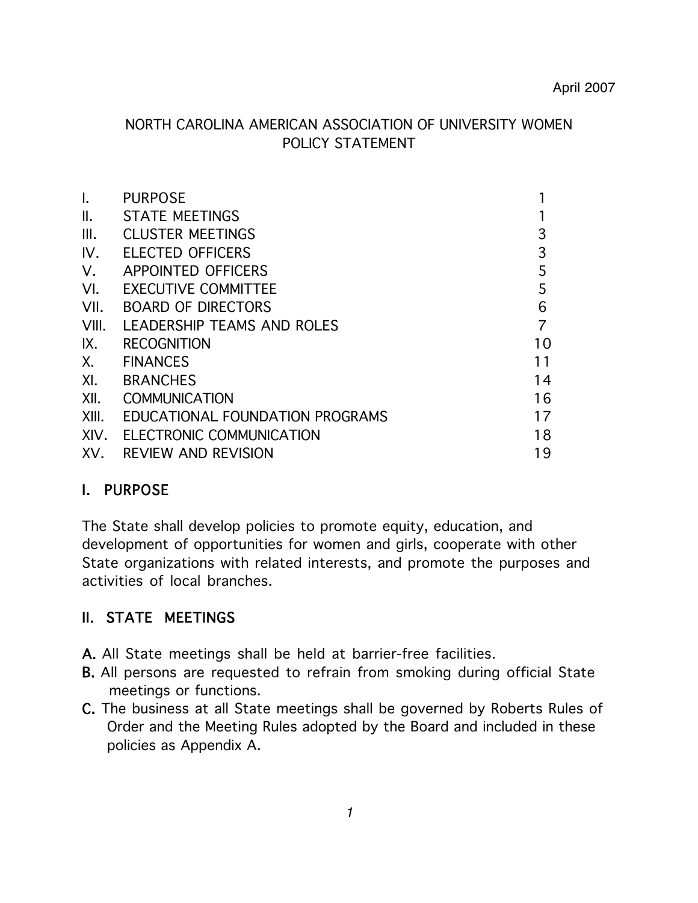April 2007

# NORTH CAROLINA AMERICAN ASSOCIATION OF UNIVERSITY WOMEN POLICY STATEMENT

| | | |
|---|---|---|
| I. | PURPOSE | 1 |
| II. | STATE MEETINGS | 1 |
| III. | CLUSTER MEETINGS | 3 |
| IV. | ELECTED OFFICERS | 3 |
| V. | APPOINTED OFFICERS | 5 |
| VI. | EXECUTIVE COMMITTEE | 5 |
| VII. | BOARD OF DIRECTORS | 6 |
| VIII. | LEADERSHIP TEAMS AND ROLES | 7 |
| IX. | RECOGNITION | 10 |
| X. | FINANCES | 11 |
| XI. | BRANCHES | 14 |
| XII. | COMMUNICATION | 16 |
| XIII. | EDUCATIONAL FOUNDATION PROGRAMS | 17 |
| XIV. | ELECTRONIC COMMUNICATION | 18 |
| XV. | REVIEW AND REVISION | 19 |

## I. PURPOSE

The State shall develop policies to promote equity, education, and development of opportunities for women and girls, cooperate with other State organizations with related interests, and promote the purposes and activities of local branches.

## II. STATE MEETINGS

**A.** All State meetings shall be held at barrier-free facilities.

**B.** All persons are requested to refrain from smoking during official State meetings or functions.

**C.** The business at all State meetings shall be governed by Roberts Rules of Order and the Meeting Rules adopted by the Board and included in these policies as Appendix A.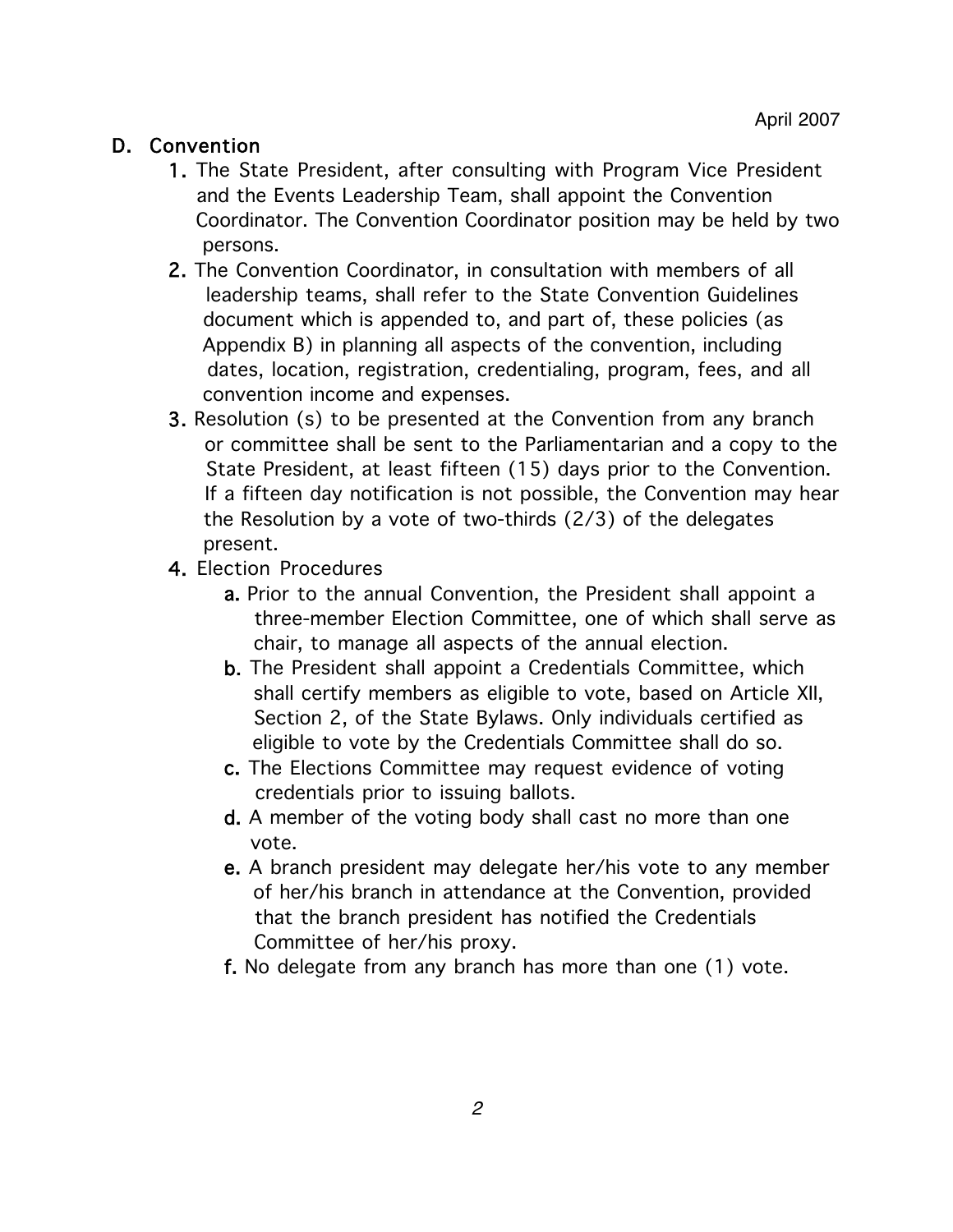## D. Convention

1. The State President, after consulting with Program Vice President and the Events Leadership Team, shall appoint the Convention Coordinator. The Convention Coordinator position may be held by two persons.
2. The Convention Coordinator, in consultation with members of all leadership teams, shall refer to the State Convention Guidelines document which is appended to, and part of, these policies (as Appendix B) in planning all aspects of the convention, including dates, location, registration, credentialing, program, fees, and all convention income and expenses.
3. Resolution (s) to be presented at the Convention from any branch or committee shall be sent to the Parliamentarian and a copy to the State President, at least fifteen (15) days prior to the Convention. If a fifteen day notification is not possible, the Convention may hear the Resolution by a vote of two-thirds (2/3) of the delegates present.
4. Election Procedures
   a. Prior to the annual Convention, the President shall appoint a three-member Election Committee, one of which shall serve as chair, to manage all aspects of the annual election.
   b. The President shall appoint a Credentials Committee, which shall certify members as eligible to vote, based on Article XII, Section 2, of the State Bylaws. Only individuals certified as eligible to vote by the Credentials Committee shall do so.
   c. The Elections Committee may request evidence of voting credentials prior to issuing ballots.
   d. A member of the voting body shall cast no more than one vote.
   e. A branch president may delegate her/his vote to any member of her/his branch in attendance at the Convention, provided that the branch president has notified the Credentials Committee of her/his proxy.
   f. No delegate from any branch has more than one (1) vote.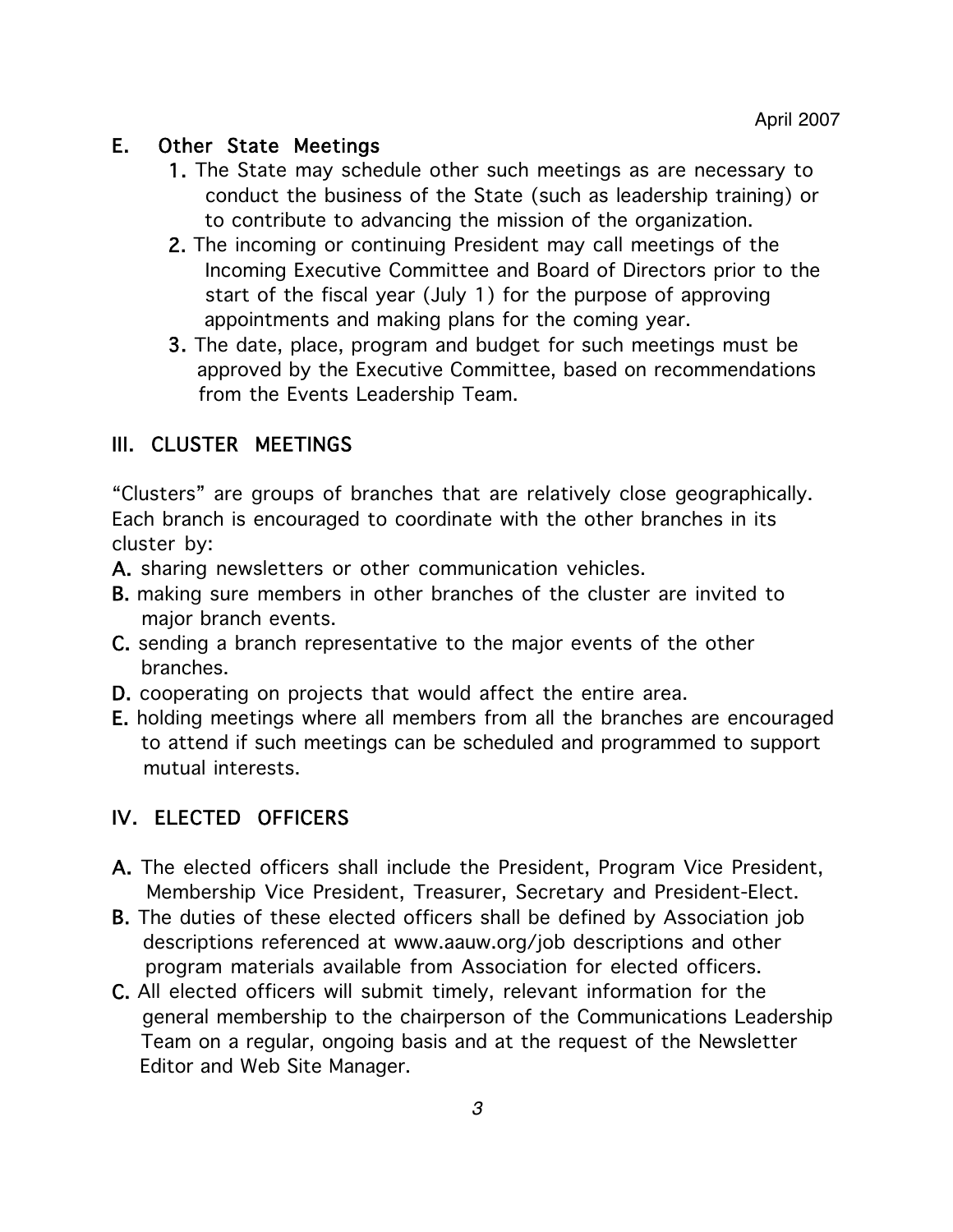April 2007

### E. Other State Meetings

1. The State may schedule other such meetings as are necessary to conduct the business of the State (such as leadership training) or to contribute to advancing the mission of the organization.
2. The incoming or continuing President may call meetings of the Incoming Executive Committee and Board of Directors prior to the start of the fiscal year (July 1) for the purpose of approving appointments and making plans for the coming year.
3. The date, place, program and budget for such meetings must be approved by the Executive Committee, based on recommendations from the Events Leadership Team.

## III. CLUSTER MEETINGS

"Clusters" are groups of branches that are relatively close geographically. Each branch is encouraged to coordinate with the other branches in its cluster by:

**A.** sharing newsletters or other communication vehicles.

**B.** making sure members in other branches of the cluster are invited to major branch events.

**C.** sending a branch representative to the major events of the other branches.

**D.** cooperating on projects that would affect the entire area.

**E.** holding meetings where all members from all the branches are encouraged to attend if such meetings can be scheduled and programmed to support mutual interests.

## IV. ELECTED OFFICERS

**A.** The elected officers shall include the President, Program Vice President, Membership Vice President, Treasurer, Secretary and President-Elect.

**B.** The duties of these elected officers shall be defined by Association job descriptions referenced at www.aauw.org/job descriptions and other program materials available from Association for elected officers.

**C.** All elected officers will submit timely, relevant information for the general membership to the chairperson of the Communications Leadership Team on a regular, ongoing basis and at the request of the Newsletter Editor and Web Site Manager.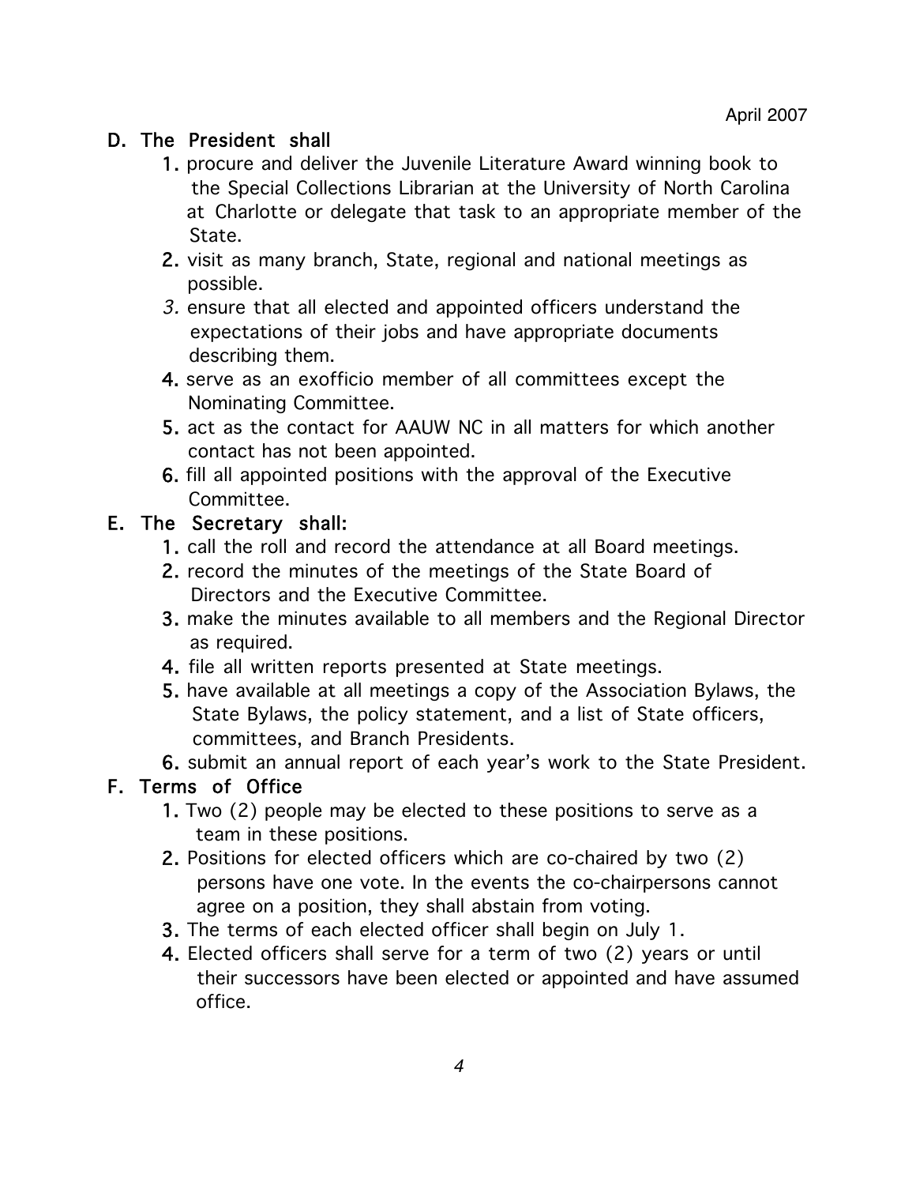April 2007

D. The President shall

1. procure and deliver the Juvenile Literature Award winning book to the Special Collections Librarian at the University of North Carolina at Charlotte or delegate that task to an appropriate member of the State.
2. visit as many branch, State, regional and national meetings as possible.
3. ensure that all elected and appointed officers understand the expectations of their jobs and have appropriate documents describing them.
4. serve as an exofficio member of all committees except the Nominating Committee.
5. act as the contact for AAUW NC in all matters for which another contact has not been appointed.
6. fill all appointed positions with the approval of the Executive Committee.

E. The Secretary shall:

1. call the roll and record the attendance at all Board meetings.
2. record the minutes of the meetings of the State Board of Directors and the Executive Committee.
3. make the minutes available to all members and the Regional Director as required.
4. file all written reports presented at State meetings.
5. have available at all meetings a copy of the Association Bylaws, the State Bylaws, the policy statement, and a list of State officers, committees, and Branch Presidents.
6. submit an annual report of each year's work to the State President.

F. Terms of Office

1. Two (2) people may be elected to these positions to serve as a team in these positions.
2. Positions for elected officers which are co-chaired by two (2) persons have one vote. In the events the co-chairpersons cannot agree on a position, they shall abstain from voting.
3. The terms of each elected officer shall begin on July 1.
4. Elected officers shall serve for a term of two (2) years or until their successors have been elected or appointed and have assumed office.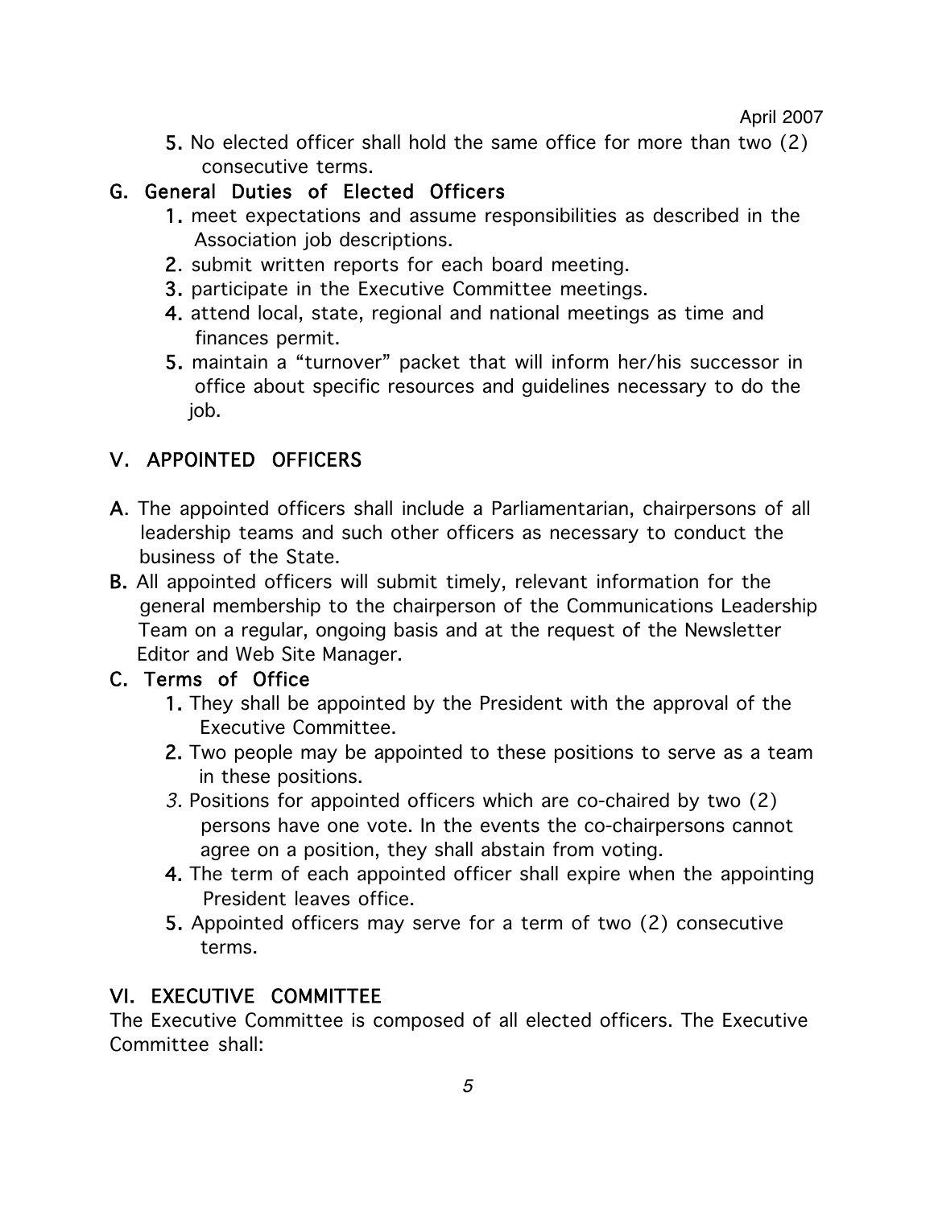5. No elected officer shall hold the same office for more than two (2) consecutive terms.

### G. General Duties of Elected Officers

1. meet expectations and assume responsibilities as described in the Association job descriptions.
2. submit written reports for each board meeting.
3. participate in the Executive Committee meetings.
4. attend local, state, regional and national meetings as time and finances permit.
5. maintain a "turnover" packet that will inform her/his successor in office about specific resources and guidelines necessary to do the job.

## V. APPOINTED OFFICERS

**A.** The appointed officers shall include a Parliamentarian, chairpersons of all leadership teams and such other officers as necessary to conduct the business of the State.

**B.** All appointed officers will submit timely, relevant information for the general membership to the chairperson of the Communications Leadership Team on a regular, ongoing basis and at the request of the Newsletter Editor and Web Site Manager.

### C. Terms of Office

1. They shall be appointed by the President with the approval of the Executive Committee.
2. Two people may be appointed to these positions to serve as a team in these positions.
3. Positions for appointed officers which are co-chaired by two (2) persons have one vote. In the events the co-chairpersons cannot agree on a position, they shall abstain from voting.
4. The term of each appointed officer shall expire when the appointing President leaves office.
5. Appointed officers may serve for a term of two (2) consecutive terms.

## VI. EXECUTIVE COMMITTEE

The Executive Committee is composed of all elected officers. The Executive Committee shall: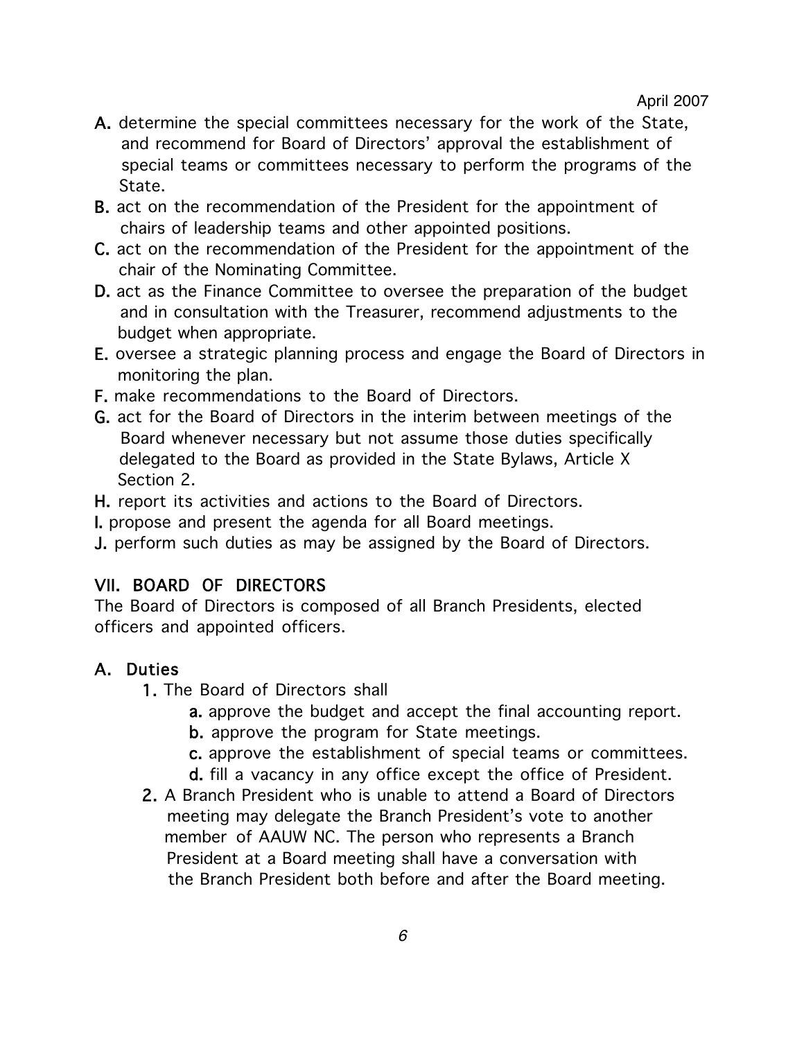- **A.** determine the special committees necessary for the work of the State, and recommend for Board of Directors' approval the establishment of special teams or committees necessary to perform the programs of the State.
- **B.** act on the recommendation of the President for the appointment of chairs of leadership teams and other appointed positions.
- **C.** act on the recommendation of the President for the appointment of the chair of the Nominating Committee.
- **D.** act as the Finance Committee to oversee the preparation of the budget and in consultation with the Treasurer, recommend adjustments to the budget when appropriate.
- **E.** oversee a strategic planning process and engage the Board of Directors in monitoring the plan.
- **F.** make recommendations to the Board of Directors.
- **G.** act for the Board of Directors in the interim between meetings of the Board whenever necessary but not assume those duties specifically delegated to the Board as provided in the State Bylaws, Article X Section 2.
- **H.** report its activities and actions to the Board of Directors.
- **I.** propose and present the agenda for all Board meetings.
- **J.** perform such duties as may be assigned by the Board of Directors.

## VII. BOARD OF DIRECTORS

The Board of Directors is composed of all Branch Presidents, elected officers and appointed officers.

### A. Duties

1. The Board of Directors shall
   - **a.** approve the budget and accept the final accounting report.
   - **b.** approve the program for State meetings.
   - **c.** approve the establishment of special teams or committees.
   - **d.** fill a vacancy in any office except the office of President.
2. A Branch President who is unable to attend a Board of Directors meeting may delegate the Branch President's vote to another member of AAUW NC. The person who represents a Branch President at a Board meeting shall have a conversation with the Branch President both before and after the Board meeting.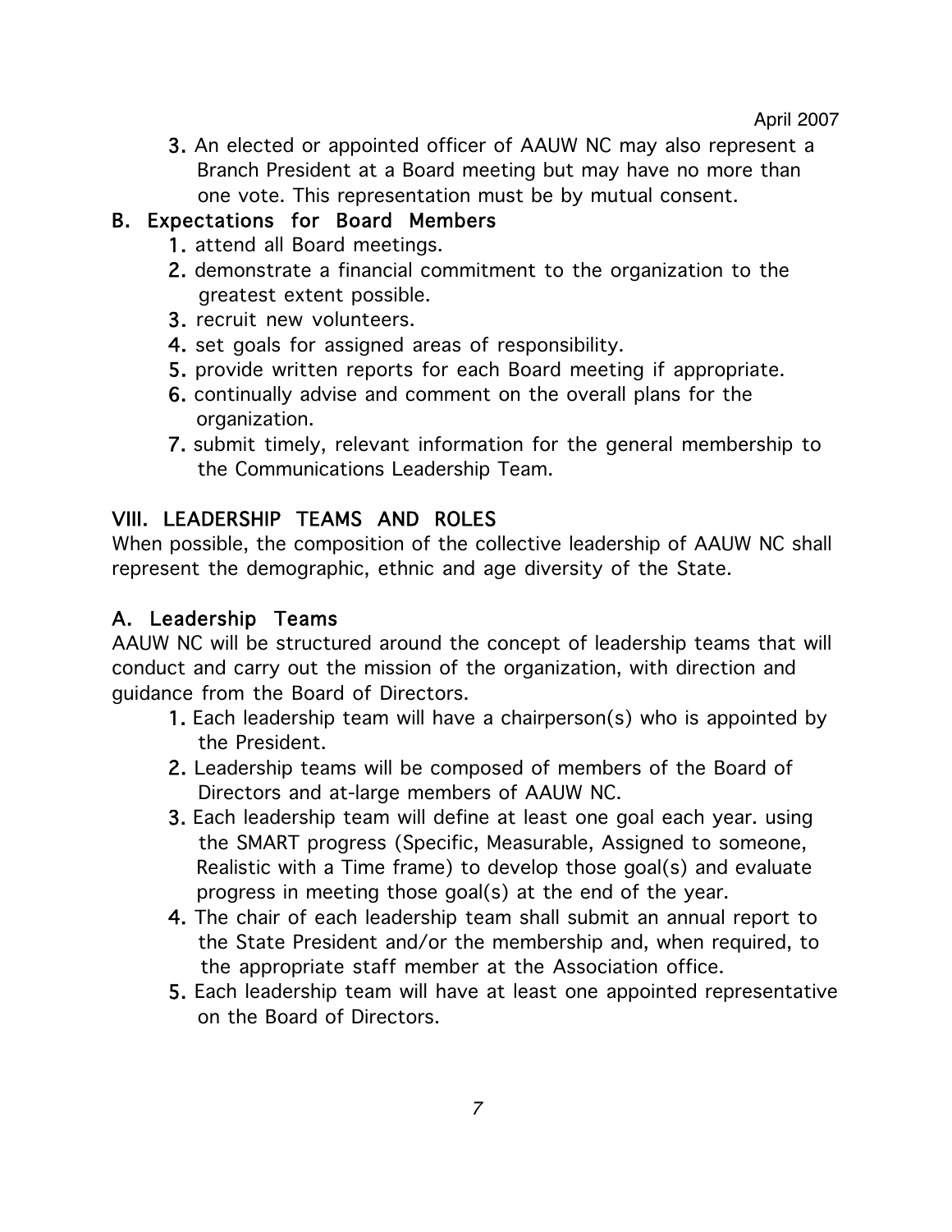3. An elected or appointed officer of AAUW NC may also represent a Branch President at a Board meeting but may have no more than one vote. This representation must be by mutual consent.

## B. Expectations for Board Members

1. attend all Board meetings.
2. demonstrate a financial commitment to the organization to the greatest extent possible.
3. recruit new volunteers.
4. set goals for assigned areas of responsibility.
5. provide written reports for each Board meeting if appropriate.
6. continually advise and comment on the overall plans for the organization.
7. submit timely, relevant information for the general membership to the Communications Leadership Team.

# VIII. LEADERSHIP TEAMS AND ROLES

When possible, the composition of the collective leadership of AAUW NC shall represent the demographic, ethnic and age diversity of the State.

## A. Leadership Teams

AAUW NC will be structured around the concept of leadership teams that will conduct and carry out the mission of the organization, with direction and guidance from the Board of Directors.

1. Each leadership team will have a chairperson(s) who is appointed by the President.
2. Leadership teams will be composed of members of the Board of Directors and at-large members of AAUW NC.
3. Each leadership team will define at least one goal each year. using the SMART progress (Specific, Measurable, Assigned to someone, Realistic with a Time frame) to develop those goal(s) and evaluate progress in meeting those goal(s) at the end of the year.
4. The chair of each leadership team shall submit an annual report to the State President and/or the membership and, when required, to the appropriate staff member at the Association office.
5. Each leadership team will have at least one appointed representative on the Board of Directors.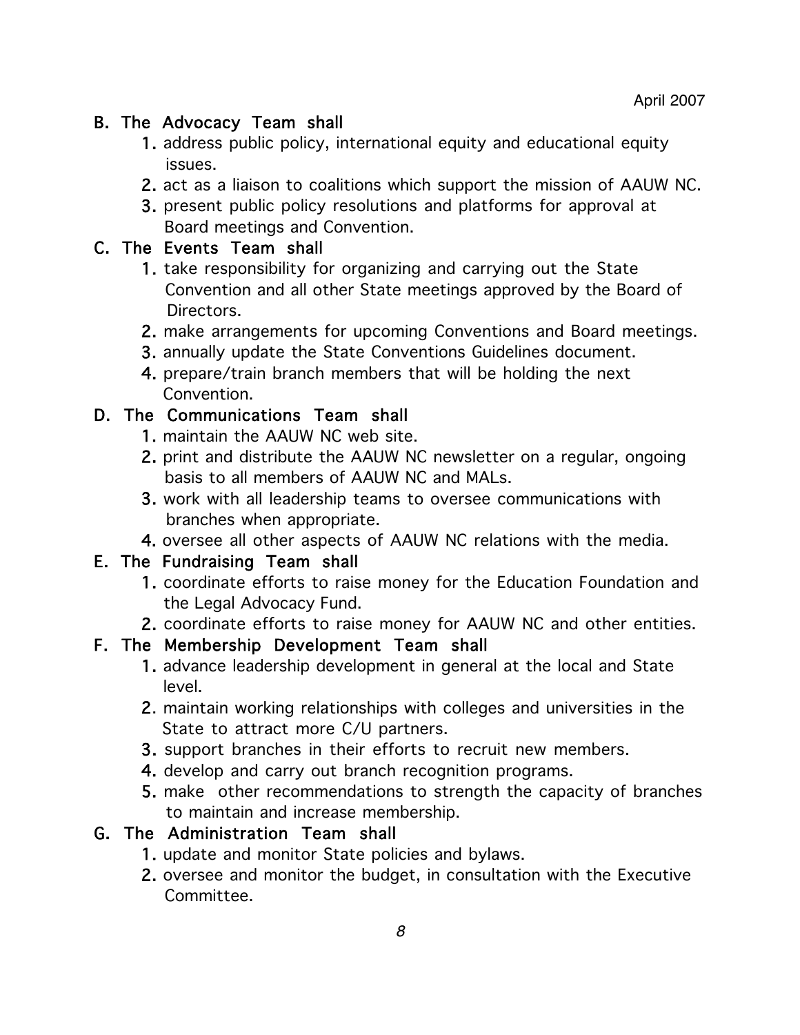B. The Advocacy Team shall

1. address public policy, international equity and educational equity issues.
2. act as a liaison to coalitions which support the mission of AAUW NC.
3. present public policy resolutions and platforms for approval at Board meetings and Convention.

C. The Events Team shall

1. take responsibility for organizing and carrying out the State Convention and all other State meetings approved by the Board of Directors.
2. make arrangements for upcoming Conventions and Board meetings.
3. annually update the State Conventions Guidelines document.
4. prepare/train branch members that will be holding the next Convention.

D. The Communications Team shall

1. maintain the AAUW NC web site.
2. print and distribute the AAUW NC newsletter on a regular, ongoing basis to all members of AAUW NC and MALs.
3. work with all leadership teams to oversee communications with branches when appropriate.
4. oversee all other aspects of AAUW NC relations with the media.

E. The Fundraising Team shall

1. coordinate efforts to raise money for the Education Foundation and the Legal Advocacy Fund.
2. coordinate efforts to raise money for AAUW NC and other entities.

F. The Membership Development Team shall

1. advance leadership development in general at the local and State level.
2. maintain working relationships with colleges and universities in the State to attract more C/U partners.
3. support branches in their efforts to recruit new members.
4. develop and carry out branch recognition programs.
5. make other recommendations to strength the capacity of branches to maintain and increase membership.

G. The Administration Team shall

1. update and monitor State policies and bylaws.
2. oversee and monitor the budget, in consultation with the Executive Committee.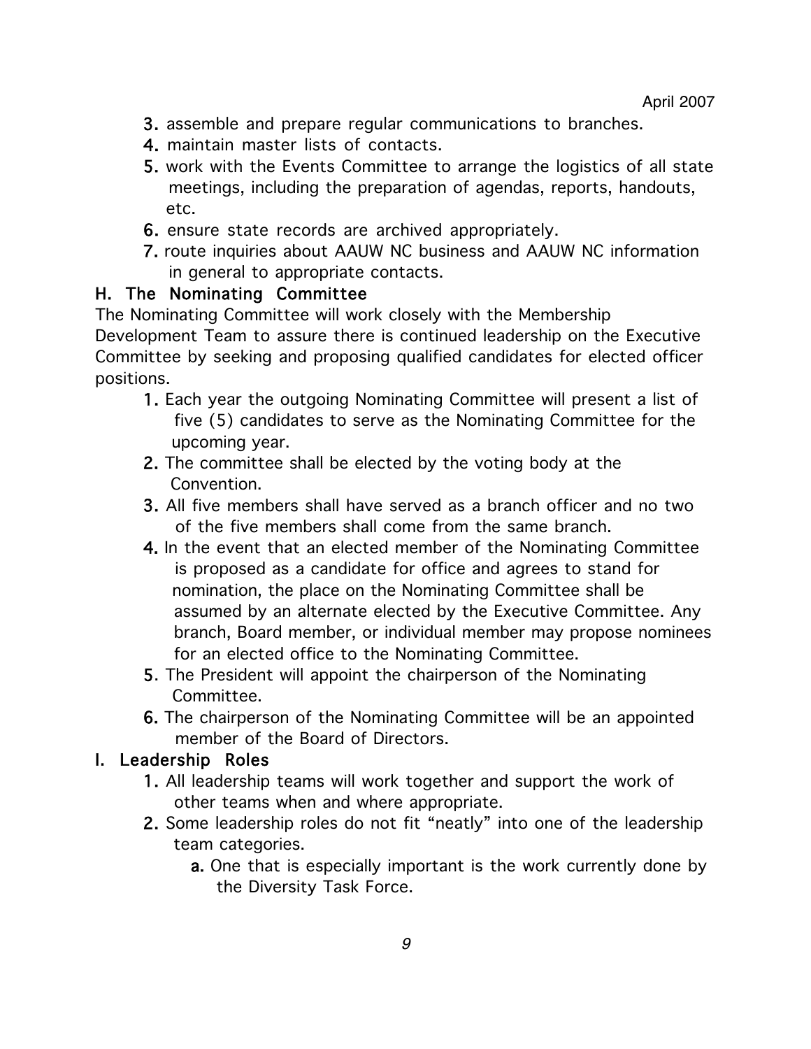3. assemble and prepare regular communications to branches.
4. maintain master lists of contacts.
5. work with the Events Committee to arrange the logistics of all state meetings, including the preparation of agendas, reports, handouts, etc.
6. ensure state records are archived appropriately.
7. route inquiries about AAUW NC business and AAUW NC information in general to appropriate contacts.

### H. The Nominating Committee

The Nominating Committee will work closely with the Membership Development Team to assure there is continued leadership on the Executive Committee by seeking and proposing qualified candidates for elected officer positions.

1. Each year the outgoing Nominating Committee will present a list of five (5) candidates to serve as the Nominating Committee for the upcoming year.
2. The committee shall be elected by the voting body at the Convention.
3. All five members shall have served as a branch officer and no two of the five members shall come from the same branch.
4. In the event that an elected member of the Nominating Committee is proposed as a candidate for office and agrees to stand for nomination, the place on the Nominating Committee shall be assumed by an alternate elected by the Executive Committee. Any branch, Board member, or individual member may propose nominees for an elected office to the Nominating Committee.
5. The President will appoint the chairperson of the Nominating Committee.
6. The chairperson of the Nominating Committee will be an appointed member of the Board of Directors.

### I. Leadership Roles

1. All leadership teams will work together and support the work of other teams when and where appropriate.
2. Some leadership roles do not fit "neatly" into one of the leadership team categories.
   a. One that is especially important is the work currently done by the Diversity Task Force.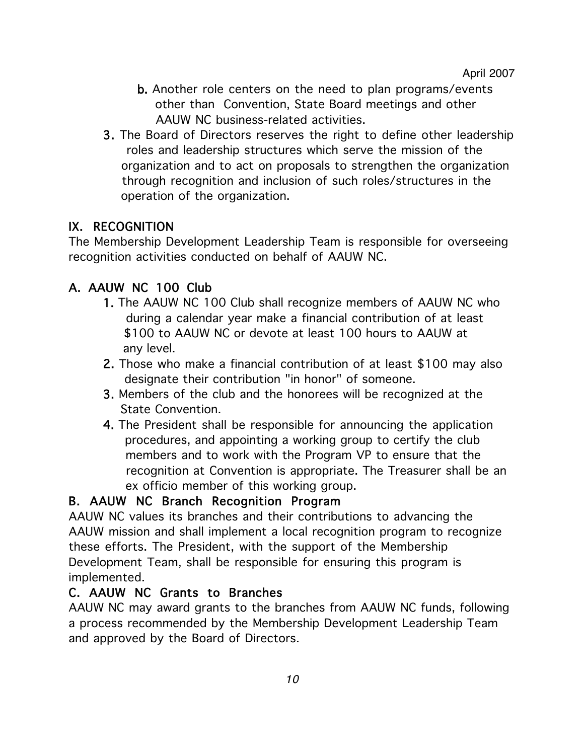b. Another role centers on the need to plan programs/events other than Convention, State Board meetings and other AAUW NC business-related activities.

3. The Board of Directors reserves the right to define other leadership roles and leadership structures which serve the mission of the organization and to act on proposals to strengthen the organization through recognition and inclusion of such roles/structures in the operation of the organization.

## IX. RECOGNITION

The Membership Development Leadership Team is responsible for overseeing recognition activities conducted on behalf of AAUW NC.

### A. AAUW NC 100 Club

1. The AAUW NC 100 Club shall recognize members of AAUW NC who during a calendar year make a financial contribution of at least $100 to AAUW NC or devote at least 100 hours to AAUW at any level.
2. Those who make a financial contribution of at least $100 may also designate their contribution "in honor" of someone.
3. Members of the club and the honorees will be recognized at the State Convention.
4. The President shall be responsible for announcing the application procedures, and appointing a working group to certify the club members and to work with the Program VP to ensure that the recognition at Convention is appropriate. The Treasurer shall be an ex officio member of this working group.

### B. AAUW NC Branch Recognition Program

AAUW NC values its branches and their contributions to advancing the AAUW mission and shall implement a local recognition program to recognize these efforts. The President, with the support of the Membership Development Team, shall be responsible for ensuring this program is implemented.

### C. AAUW NC Grants to Branches

AAUW NC may award grants to the branches from AAUW NC funds, following a process recommended by the Membership Development Leadership Team and approved by the Board of Directors.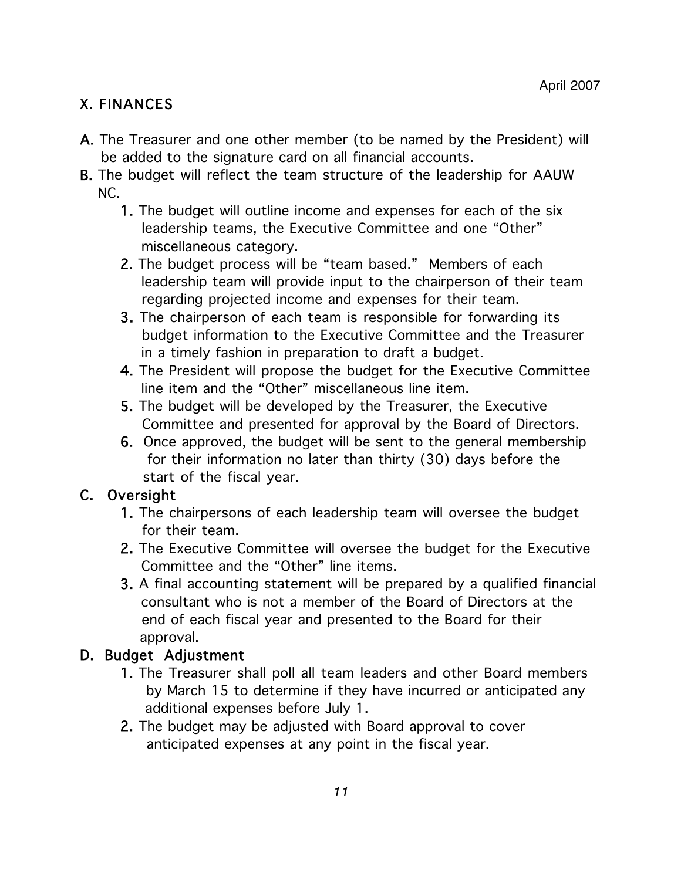April 2007

## X. FINANCES

**A.** The Treasurer and one other member (to be named by the President) will be added to the signature card on all financial accounts.

**B.** The budget will reflect the team structure of the leadership for AAUW NC.

1. The budget will outline income and expenses for each of the six leadership teams, the Executive Committee and one "Other" miscellaneous category.
2. The budget process will be "team based." Members of each leadership team will provide input to the chairperson of their team regarding projected income and expenses for their team.
3. The chairperson of each team is responsible for forwarding its budget information to the Executive Committee and the Treasurer in a timely fashion in preparation to draft a budget.
4. The President will propose the budget for the Executive Committee line item and the "Other" miscellaneous line item.
5. The budget will be developed by the Treasurer, the Executive Committee and presented for approval by the Board of Directors.
6. Once approved, the budget will be sent to the general membership for their information no later than thirty (30) days before the start of the fiscal year.

**C. Oversight**

1. The chairpersons of each leadership team will oversee the budget for their team.
2. The Executive Committee will oversee the budget for the Executive Committee and the "Other" line items.
3. A final accounting statement will be prepared by a qualified financial consultant who is not a member of the Board of Directors at the end of each fiscal year and presented to the Board for their approval.

**D. Budget Adjustment**

1. The Treasurer shall poll all team leaders and other Board members by March 15 to determine if they have incurred or anticipated any additional expenses before July 1.
2. The budget may be adjusted with Board approval to cover anticipated expenses at any point in the fiscal year.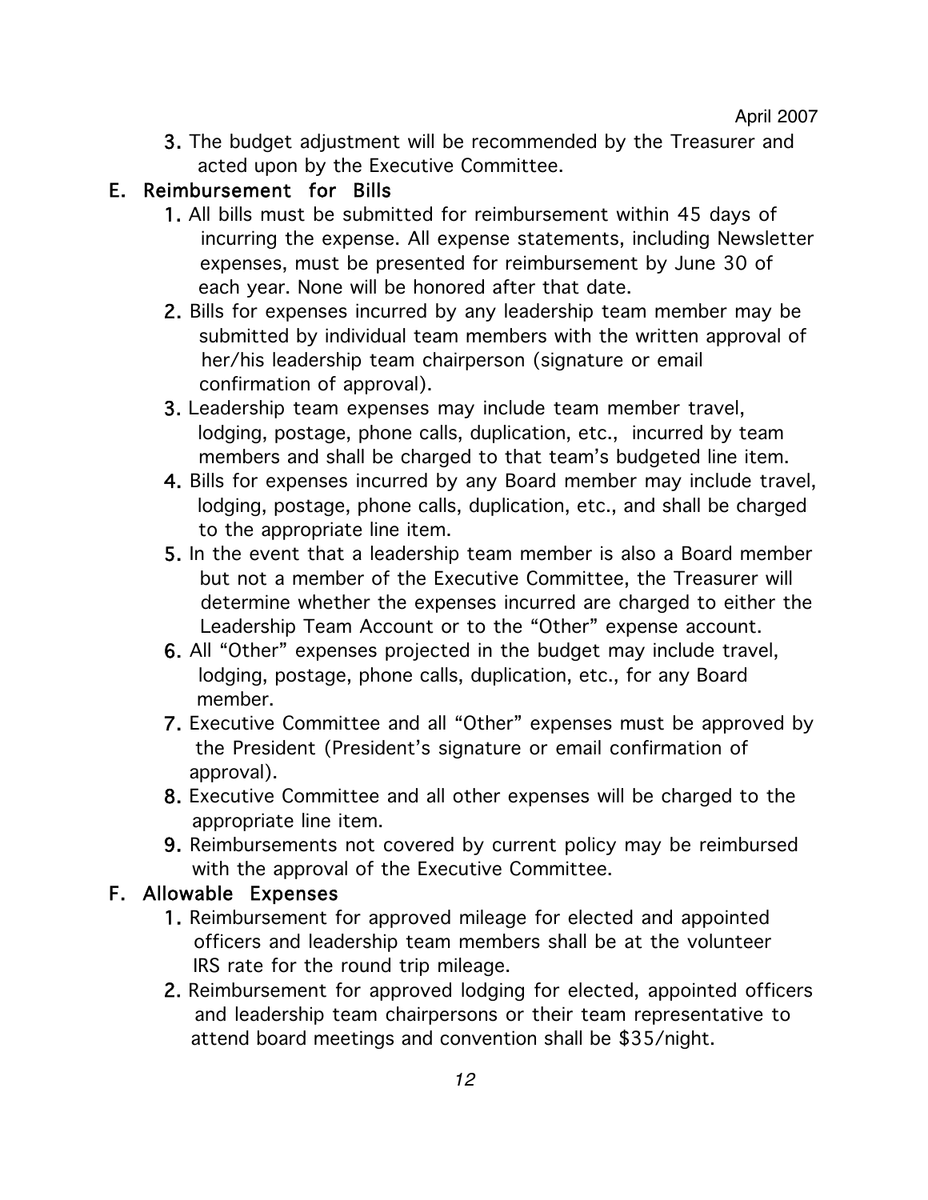April 2007

3. The budget adjustment will be recommended by the Treasurer and acted upon by the Executive Committee.

## E. Reimbursement for Bills

1. All bills must be submitted for reimbursement within 45 days of incurring the expense. All expense statements, including Newsletter expenses, must be presented for reimbursement by June 30 of each year. None will be honored after that date.
2. Bills for expenses incurred by any leadership team member may be submitted by individual team members with the written approval of her/his leadership team chairperson (signature or email confirmation of approval).
3. Leadership team expenses may include team member travel, lodging, postage, phone calls, duplication, etc., incurred by team members and shall be charged to that team's budgeted line item.
4. Bills for expenses incurred by any Board member may include travel, lodging, postage, phone calls, duplication, etc., and shall be charged to the appropriate line item.
5. In the event that a leadership team member is also a Board member but not a member of the Executive Committee, the Treasurer will determine whether the expenses incurred are charged to either the Leadership Team Account or to the "Other" expense account.
6. All "Other" expenses projected in the budget may include travel, lodging, postage, phone calls, duplication, etc., for any Board member.
7. Executive Committee and all "Other" expenses must be approved by the President (President's signature or email confirmation of approval).
8. Executive Committee and all other expenses will be charged to the appropriate line item.
9. Reimbursements not covered by current policy may be reimbursed with the approval of the Executive Committee.

## F. Allowable Expenses

1. Reimbursement for approved mileage for elected and appointed officers and leadership team members shall be at the volunteer IRS rate for the round trip mileage.
2. Reimbursement for approved lodging for elected, appointed officers and leadership team chairpersons or their team representative to attend board meetings and convention shall be $35/night.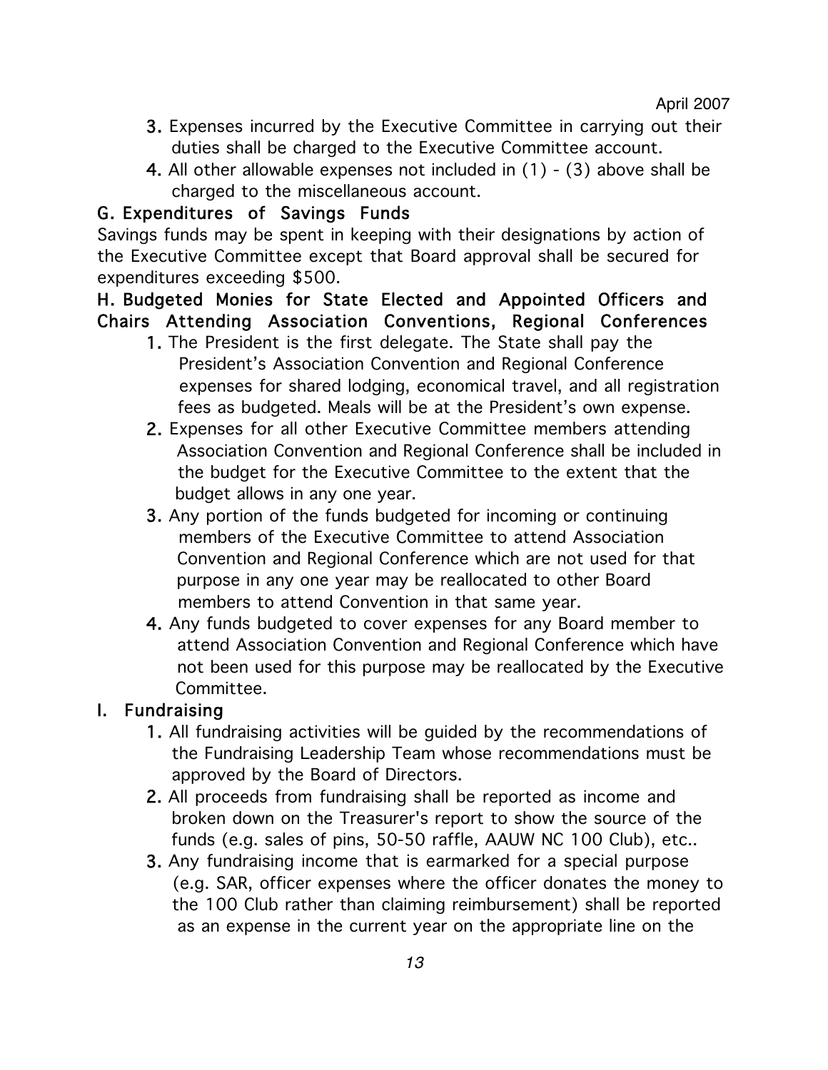3. Expenses incurred by the Executive Committee in carrying out their duties shall be charged to the Executive Committee account.
4. All other allowable expenses not included in (1) - (3) above shall be charged to the miscellaneous account.

### G. Expenditures of Savings Funds

Savings funds may be spent in keeping with their designations by action of the Executive Committee except that Board approval shall be secured for expenditures exceeding $500.

### H. Budgeted Monies for State Elected and Appointed Officers and Chairs Attending Association Conventions, Regional Conferences

1. The President is the first delegate. The State shall pay the President's Association Convention and Regional Conference expenses for shared lodging, economical travel, and all registration fees as budgeted. Meals will be at the President's own expense.
2. Expenses for all other Executive Committee members attending Association Convention and Regional Conference shall be included in the budget for the Executive Committee to the extent that the budget allows in any one year.
3. Any portion of the funds budgeted for incoming or continuing members of the Executive Committee to attend Association Convention and Regional Conference which are not used for that purpose in any one year may be reallocated to other Board members to attend Convention in that same year.
4. Any funds budgeted to cover expenses for any Board member to attend Association Convention and Regional Conference which have not been used for this purpose may be reallocated by the Executive Committee.

### I. Fundraising

1. All fundraising activities will be guided by the recommendations of the Fundraising Leadership Team whose recommendations must be approved by the Board of Directors.
2. All proceeds from fundraising shall be reported as income and broken down on the Treasurer's report to show the source of the funds (e.g. sales of pins, 50-50 raffle, AAUW NC 100 Club), etc..
3. Any fundraising income that is earmarked for a special purpose (e.g. SAR, officer expenses where the officer donates the money to the 100 Club rather than claiming reimbursement) shall be reported as an expense in the current year on the appropriate line on the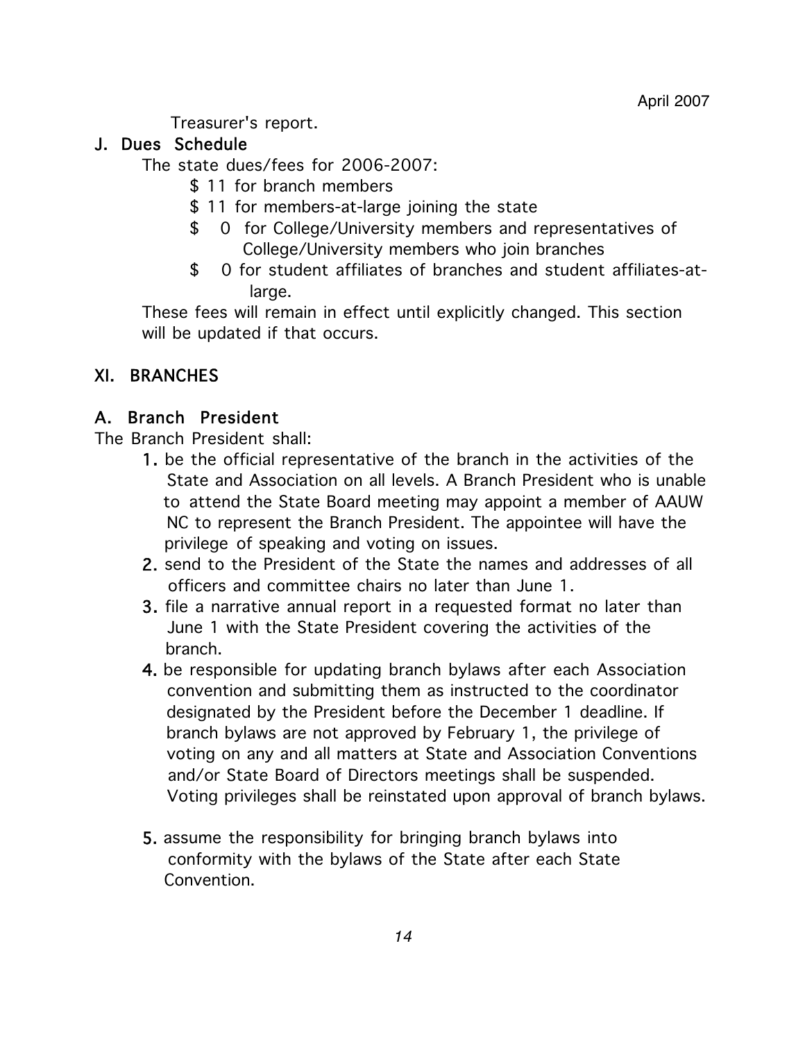Treasurer's report.

### J. Dues Schedule

The state dues/fees for 2006-2007:

- $ 11 for branch members
- $ 11 for members-at-large joining the state
- $ 0 for College/University members and representatives of College/University members who join branches
- $ 0 for student affiliates of branches and student affiliates-at-large.

These fees will remain in effect until explicitly changed. This section will be updated if that occurs.

## XI. BRANCHES

### A. Branch President

The Branch President shall:

1. be the official representative of the branch in the activities of the State and Association on all levels. A Branch President who is unable to attend the State Board meeting may appoint a member of AAUW NC to represent the Branch President. The appointee will have the privilege of speaking and voting on issues.
2. send to the President of the State the names and addresses of all officers and committee chairs no later than June 1.
3. file a narrative annual report in a requested format no later than June 1 with the State President covering the activities of the branch.
4. be responsible for updating branch bylaws after each Association convention and submitting them as instructed to the coordinator designated by the President before the December 1 deadline. If branch bylaws are not approved by February 1, the privilege of voting on any and all matters at State and Association Conventions and/or State Board of Directors meetings shall be suspended. Voting privileges shall be reinstated upon approval of branch bylaws.
5. assume the responsibility for bringing branch bylaws into conformity with the bylaws of the State after each State Convention.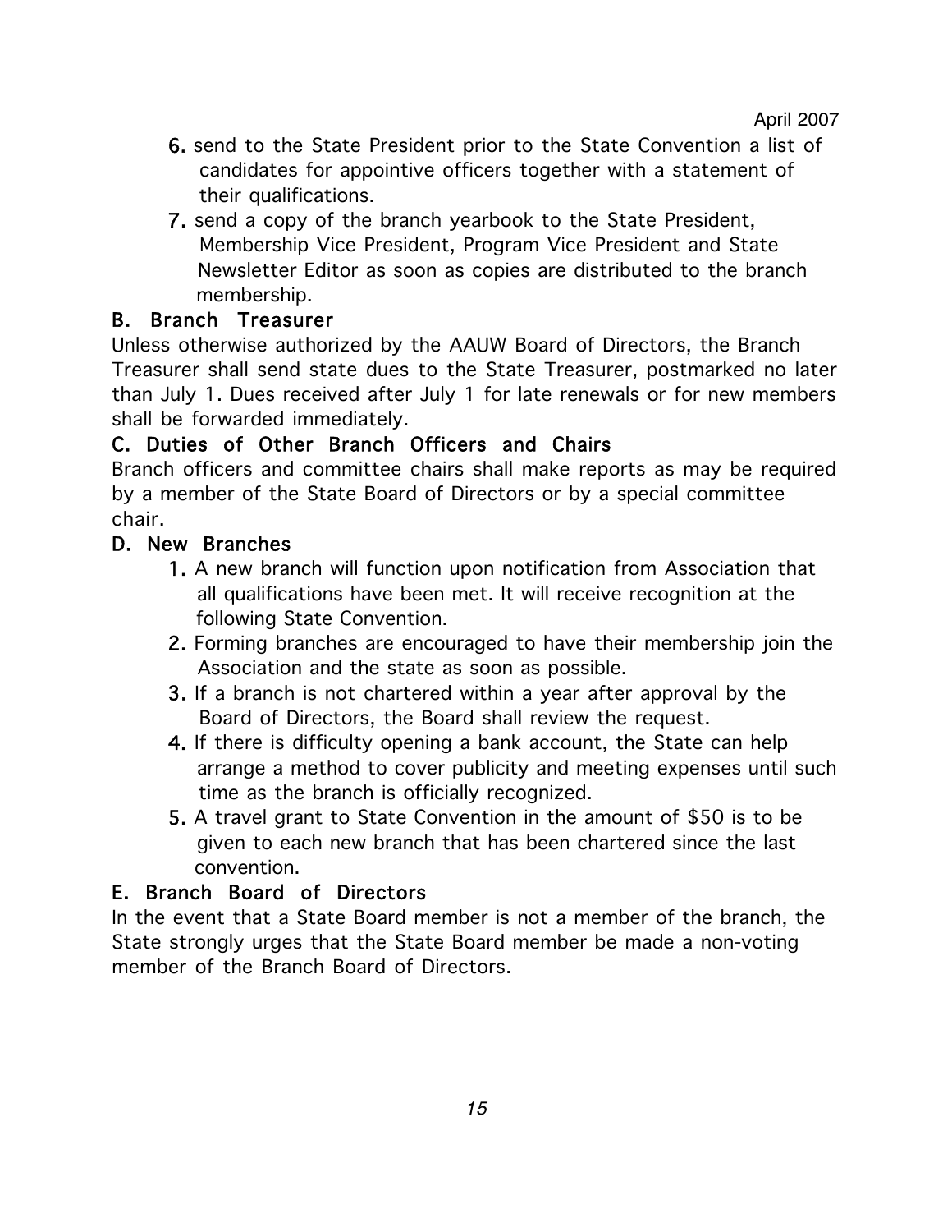6. send to the State President prior to the State Convention a list of candidates for appointive officers together with a statement of their qualifications.
7. send a copy of the branch yearbook to the State President, Membership Vice President, Program Vice President and State Newsletter Editor as soon as copies are distributed to the branch membership.

### B. Branch Treasurer

Unless otherwise authorized by the AAUW Board of Directors, the Branch Treasurer shall send state dues to the State Treasurer, postmarked no later than July 1. Dues received after July 1 for late renewals or for new members shall be forwarded immediately.

### C. Duties of Other Branch Officers and Chairs

Branch officers and committee chairs shall make reports as may be required by a member of the State Board of Directors or by a special committee chair.

### D. New Branches

1. A new branch will function upon notification from Association that all qualifications have been met. It will receive recognition at the following State Convention.
2. Forming branches are encouraged to have their membership join the Association and the state as soon as possible.
3. If a branch is not chartered within a year after approval by the Board of Directors, the Board shall review the request.
4. If there is difficulty opening a bank account, the State can help arrange a method to cover publicity and meeting expenses until such time as the branch is officially recognized.
5. A travel grant to State Convention in the amount of $50 is to be given to each new branch that has been chartered since the last convention.

### E. Branch Board of Directors

In the event that a State Board member is not a member of the branch, the State strongly urges that the State Board member be made a non-voting member of the Branch Board of Directors.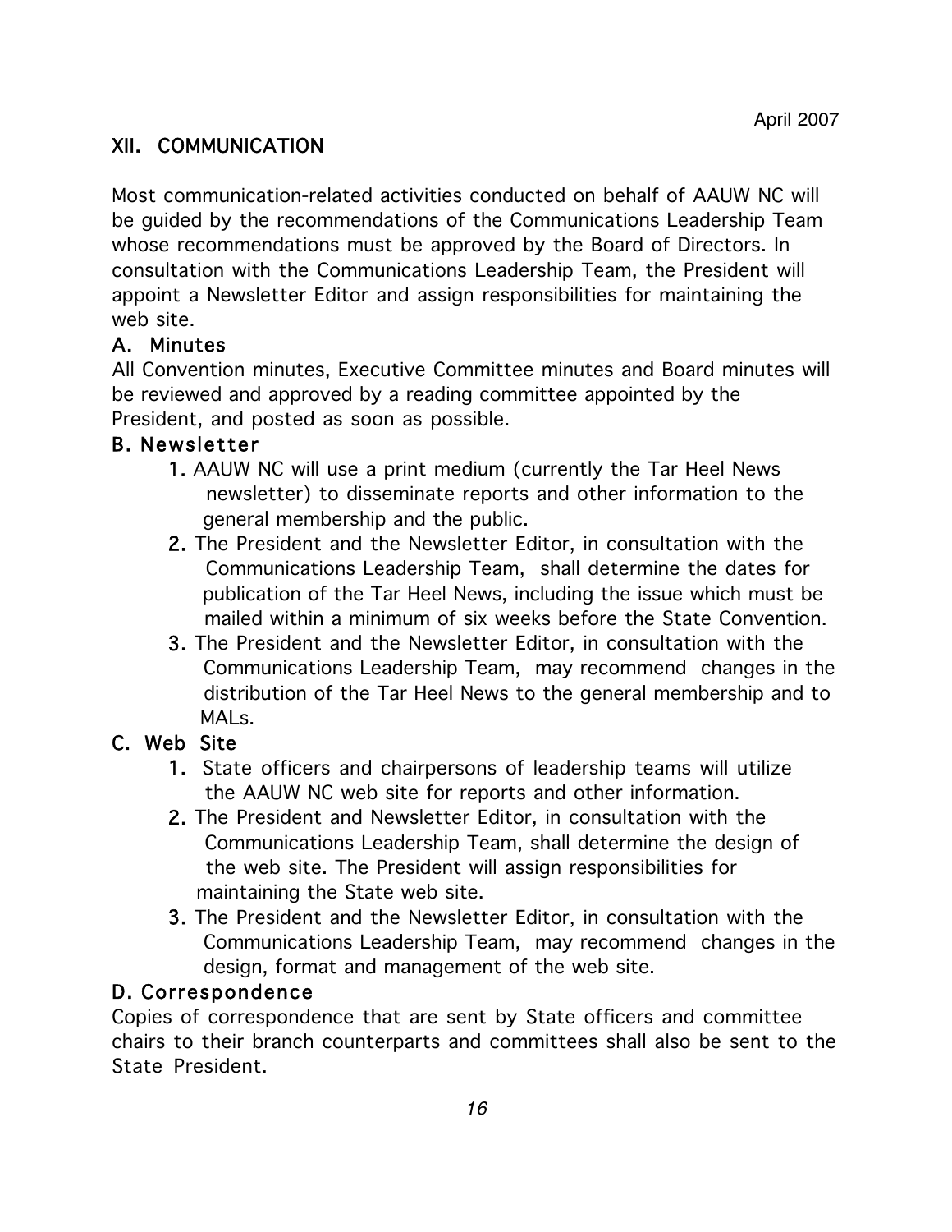April 2007

## XII. COMMUNICATION

Most communication-related activities conducted on behalf of AAUW NC will be guided by the recommendations of the Communications Leadership Team whose recommendations must be approved by the Board of Directors. In consultation with the Communications Leadership Team, the President will appoint a Newsletter Editor and assign responsibilities for maintaining the web site.

### A. Minutes

All Convention minutes, Executive Committee minutes and Board minutes will be reviewed and approved by a reading committee appointed by the President, and posted as soon as possible.

### B. Newsletter

1. AAUW NC will use a print medium (currently the Tar Heel News newsletter) to disseminate reports and other information to the general membership and the public.
2. The President and the Newsletter Editor, in consultation with the Communications Leadership Team, shall determine the dates for publication of the Tar Heel News, including the issue which must be mailed within a minimum of six weeks before the State Convention.
3. The President and the Newsletter Editor, in consultation with the Communications Leadership Team, may recommend changes in the distribution of the Tar Heel News to the general membership and to MALs.

### C. Web Site

1. State officers and chairpersons of leadership teams will utilize the AAUW NC web site for reports and other information.
2. The President and Newsletter Editor, in consultation with the Communications Leadership Team, shall determine the design of the web site. The President will assign responsibilities for maintaining the State web site.
3. The President and the Newsletter Editor, in consultation with the Communications Leadership Team, may recommend changes in the design, format and management of the web site.

### D. Correspondence

Copies of correspondence that are sent by State officers and committee chairs to their branch counterparts and committees shall also be sent to the State President.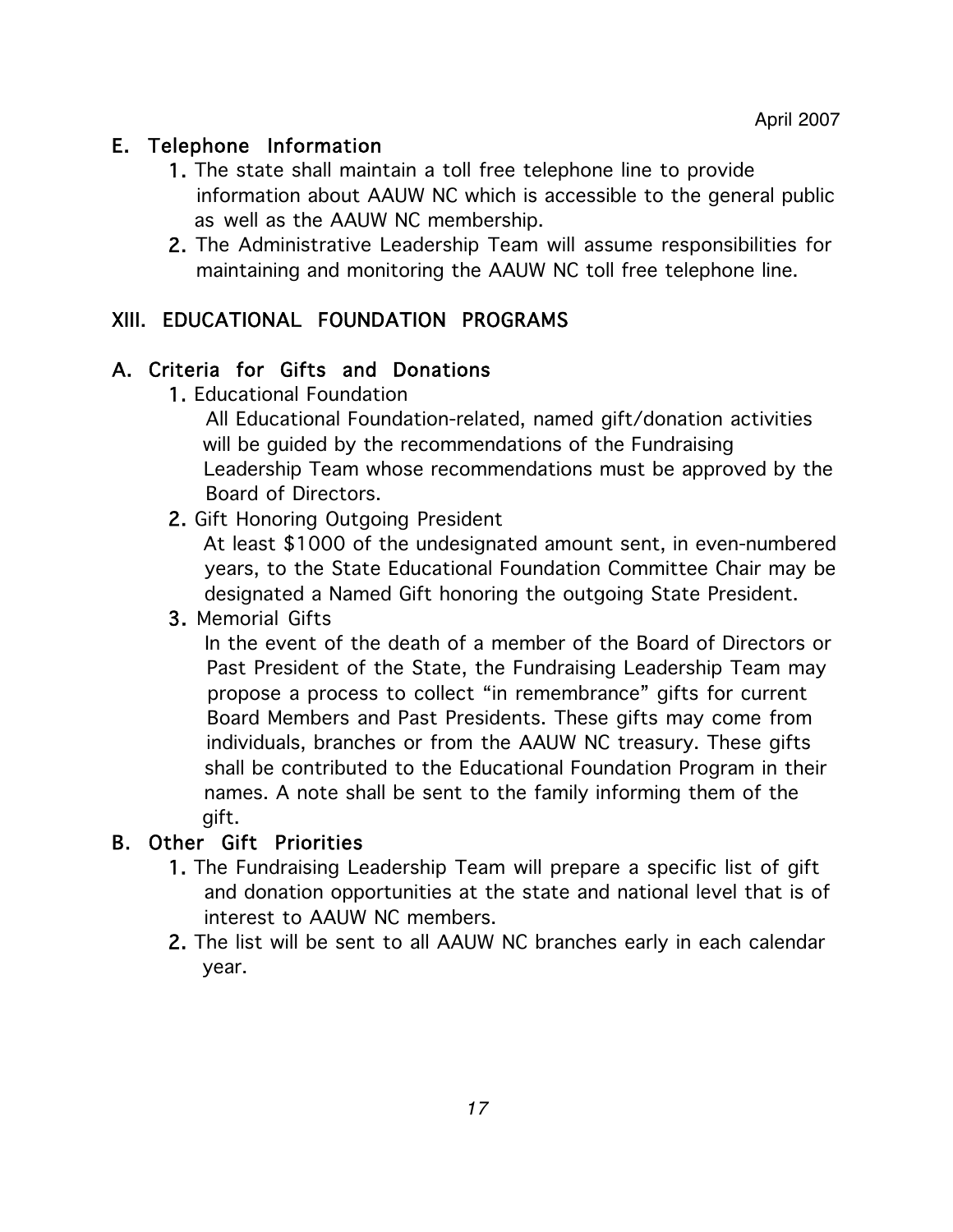### E. Telephone Information

1. The state shall maintain a toll free telephone line to provide information about AAUW NC which is accessible to the general public as well as the AAUW NC membership.
2. The Administrative Leadership Team will assume responsibilities for maintaining and monitoring the AAUW NC toll free telephone line.

## XIII. EDUCATIONAL FOUNDATION PROGRAMS

### A. Criteria for Gifts and Donations

1. Educational Foundation

   All Educational Foundation-related, named gift/donation activities will be guided by the recommendations of the Fundraising Leadership Team whose recommendations must be approved by the Board of Directors.

2. Gift Honoring Outgoing President

   At least $1000 of the undesignated amount sent, in even-numbered years, to the State Educational Foundation Committee Chair may be designated a Named Gift honoring the outgoing State President.

3. Memorial Gifts

   In the event of the death of a member of the Board of Directors or Past President of the State, the Fundraising Leadership Team may propose a process to collect "in remembrance" gifts for current Board Members and Past Presidents. These gifts may come from individuals, branches or from the AAUW NC treasury. These gifts shall be contributed to the Educational Foundation Program in their names. A note shall be sent to the family informing them of the gift.

### B. Other Gift Priorities

1. The Fundraising Leadership Team will prepare a specific list of gift and donation opportunities at the state and national level that is of interest to AAUW NC members.
2. The list will be sent to all AAUW NC branches early in each calendar year.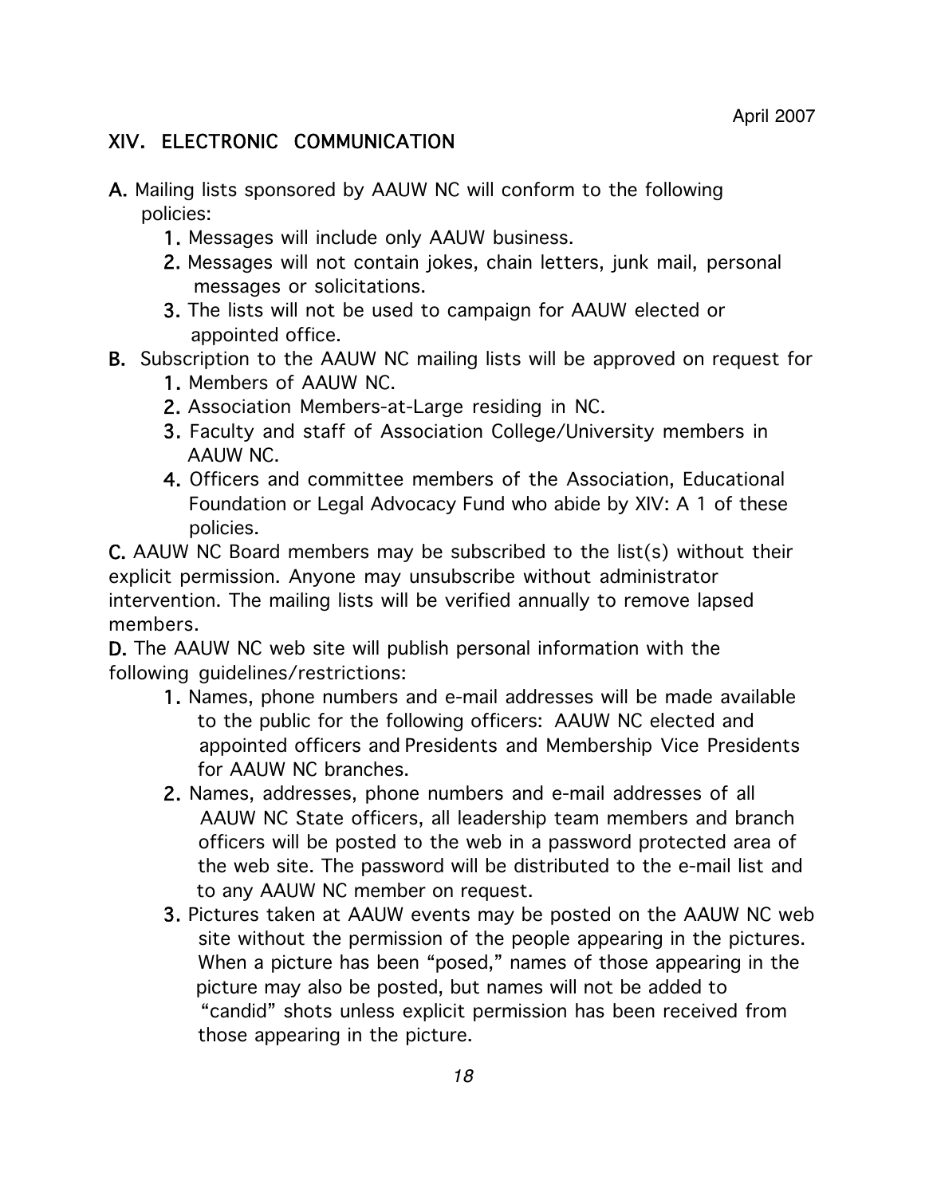April 2007

## XIV. ELECTRONIC COMMUNICATION

**A.** Mailing lists sponsored by AAUW NC will conform to the following policies:

1. Messages will include only AAUW business.
2. Messages will not contain jokes, chain letters, junk mail, personal messages or solicitations.
3. The lists will not be used to campaign for AAUW elected or appointed office.

**B.** Subscription to the AAUW NC mailing lists will be approved on request for

1. Members of AAUW NC.
2. Association Members-at-Large residing in NC.
3. Faculty and staff of Association College/University members in AAUW NC.
4. Officers and committee members of the Association, Educational Foundation or Legal Advocacy Fund who abide by XIV: A 1 of these policies.

**C.** AAUW NC Board members may be subscribed to the list(s) without their explicit permission. Anyone may unsubscribe without administrator intervention. The mailing lists will be verified annually to remove lapsed members.

**D.** The AAUW NC web site will publish personal information with the following guidelines/restrictions:

1. Names, phone numbers and e-mail addresses will be made available to the public for the following officers: AAUW NC elected and appointed officers and Presidents and Membership Vice Presidents for AAUW NC branches.
2. Names, addresses, phone numbers and e-mail addresses of all AAUW NC State officers, all leadership team members and branch officers will be posted to the web in a password protected area of the web site. The password will be distributed to the e-mail list and to any AAUW NC member on request.
3. Pictures taken at AAUW events may be posted on the AAUW NC web site without the permission of the people appearing in the pictures. When a picture has been "posed," names of those appearing in the picture may also be posted, but names will not be added to "candid" shots unless explicit permission has been received from those appearing in the picture.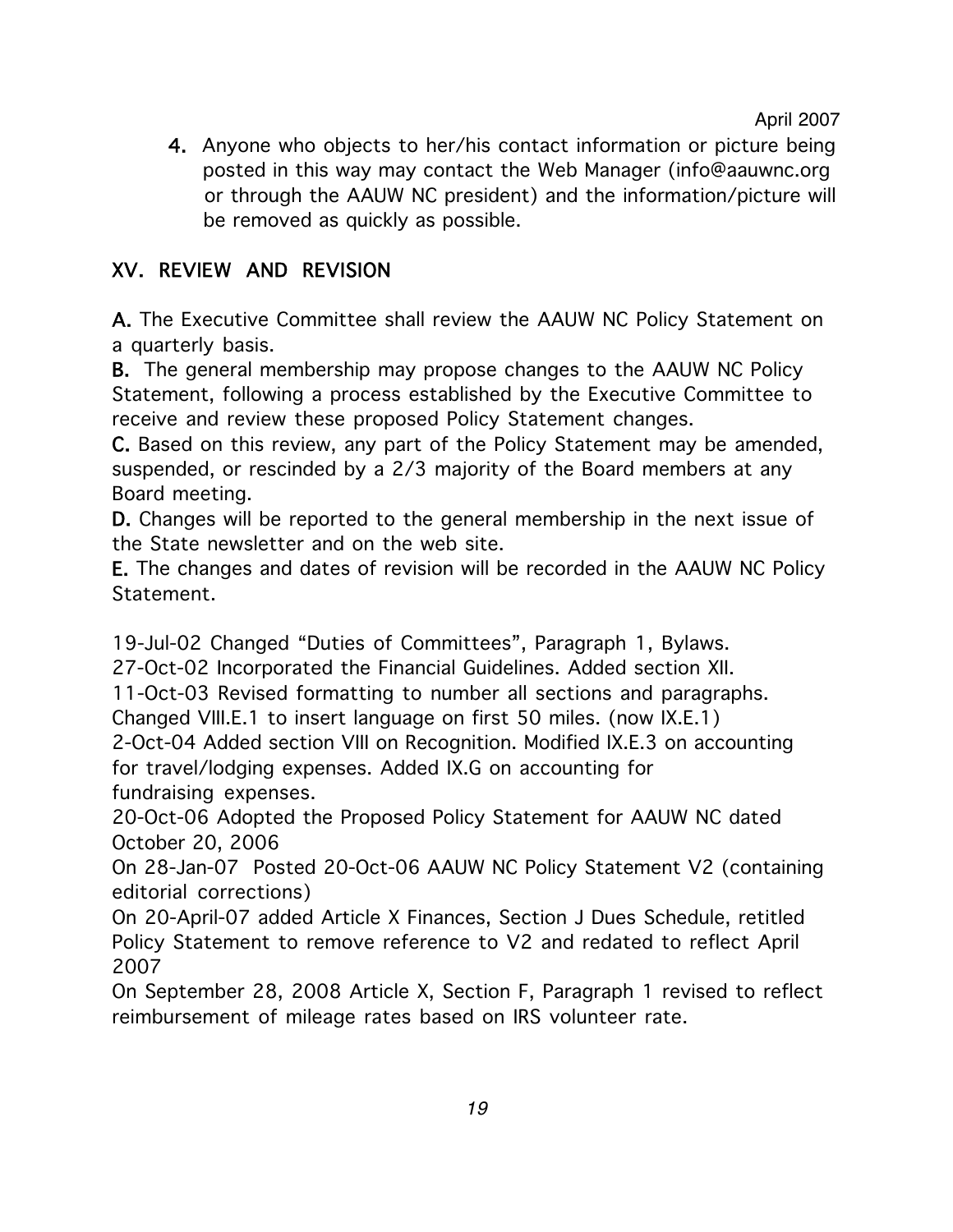4. Anyone who objects to her/his contact information or picture being posted in this way may contact the Web Manager (info@aauwnc.org or through the AAUW NC president) and the information/picture will be removed as quickly as possible.

## XV. REVIEW AND REVISION

**A.** The Executive Committee shall review the AAUW NC Policy Statement on a quarterly basis.

**B.** The general membership may propose changes to the AAUW NC Policy Statement, following a process established by the Executive Committee to receive and review these proposed Policy Statement changes.

**C.** Based on this review, any part of the Policy Statement may be amended, suspended, or rescinded by a 2/3 majority of the Board members at any Board meeting.

**D.** Changes will be reported to the general membership in the next issue of the State newsletter and on the web site.

**E.** The changes and dates of revision will be recorded in the AAUW NC Policy Statement.

19-Jul-02 Changed "Duties of Committees", Paragraph 1, Bylaws.
27-Oct-02 Incorporated the Financial Guidelines. Added section XII.
11-Oct-03 Revised formatting to number all sections and paragraphs. Changed VIII.E.1 to insert language on first 50 miles. (now IX.E.1)
2-Oct-04 Added section VIII on Recognition. Modified IX.E.3 on accounting for travel/lodging expenses. Added IX.G on accounting for fundraising expenses.
20-Oct-06 Adopted the Proposed Policy Statement for AAUW NC dated October 20, 2006
On 28-Jan-07 Posted 20-Oct-06 AAUW NC Policy Statement V2 (containing editorial corrections)
On 20-April-07 added Article X Finances, Section J Dues Schedule, retitled Policy Statement to remove reference to V2 and redated to reflect April 2007
On September 28, 2008 Article X, Section F, Paragraph 1 revised to reflect reimbursement of mileage rates based on IRS volunteer rate.